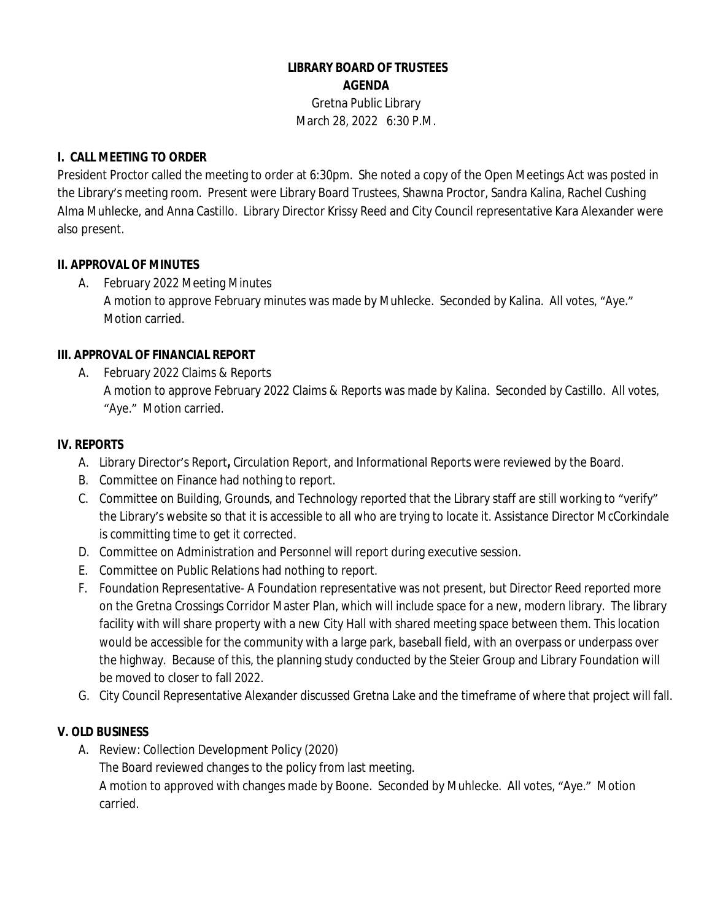**LIBRARY BOARD OF TRUSTEES**
**AGENDA**
Gretna Public Library
March 28, 2022 6:30 P.M.

**I. CALL MEETING TO ORDER**

President Proctor called the meeting to order at 6:30pm. She noted a copy of the Open Meetings Act was posted in the Library's meeting room. Present were Library Board Trustees, Shawna Proctor, Sandra Kalina, Rachel Cushing Alma Muhlecke, and Anna Castillo. Library Director Krissy Reed and City Council representative Kara Alexander were also present.

**II. APPROVAL OF MINUTES**

A. February 2022 Meeting Minutes
A motion to approve February minutes was made by Muhlecke. Seconded by Kalina. All votes, "Aye." Motion carried.

**III. APPROVAL OF FINANCIAL REPORT**

A. February 2022 Claims & Reports
A motion to approve February 2022 Claims & Reports was made by Kalina. Seconded by Castillo. All votes, "Aye." Motion carried.

**IV. REPORTS**

A. Library Director's Report**,** Circulation Report, and Informational Reports were reviewed by the Board.
B. Committee on Finance had nothing to report.
C. Committee on Building, Grounds, and Technology reported that the Library staff are still working to "verify" the Library's website so that it is accessible to all who are trying to locate it. Assistance Director McCorkindale is committing time to get it corrected.
D. Committee on Administration and Personnel will report during executive session.
E. Committee on Public Relations had nothing to report.
F. Foundation Representative- A Foundation representative was not present, but Director Reed reported more on the Gretna Crossings Corridor Master Plan, which will include space for a new, modern library. The library facility with will share property with a new City Hall with shared meeting space between them. This location would be accessible for the community with a large park, baseball field, with an overpass or underpass over the highway. Because of this, the planning study conducted by the Steier Group and Library Foundation will be moved to closer to fall 2022.
G. City Council Representative Alexander discussed Gretna Lake and the timeframe of where that project will fall.

**V. OLD BUSINESS**

A. Review: Collection Development Policy (2020)
The Board reviewed changes to the policy from last meeting.
A motion to approved with changes made by Boone. Seconded by Muhlecke. All votes, "Aye." Motion carried.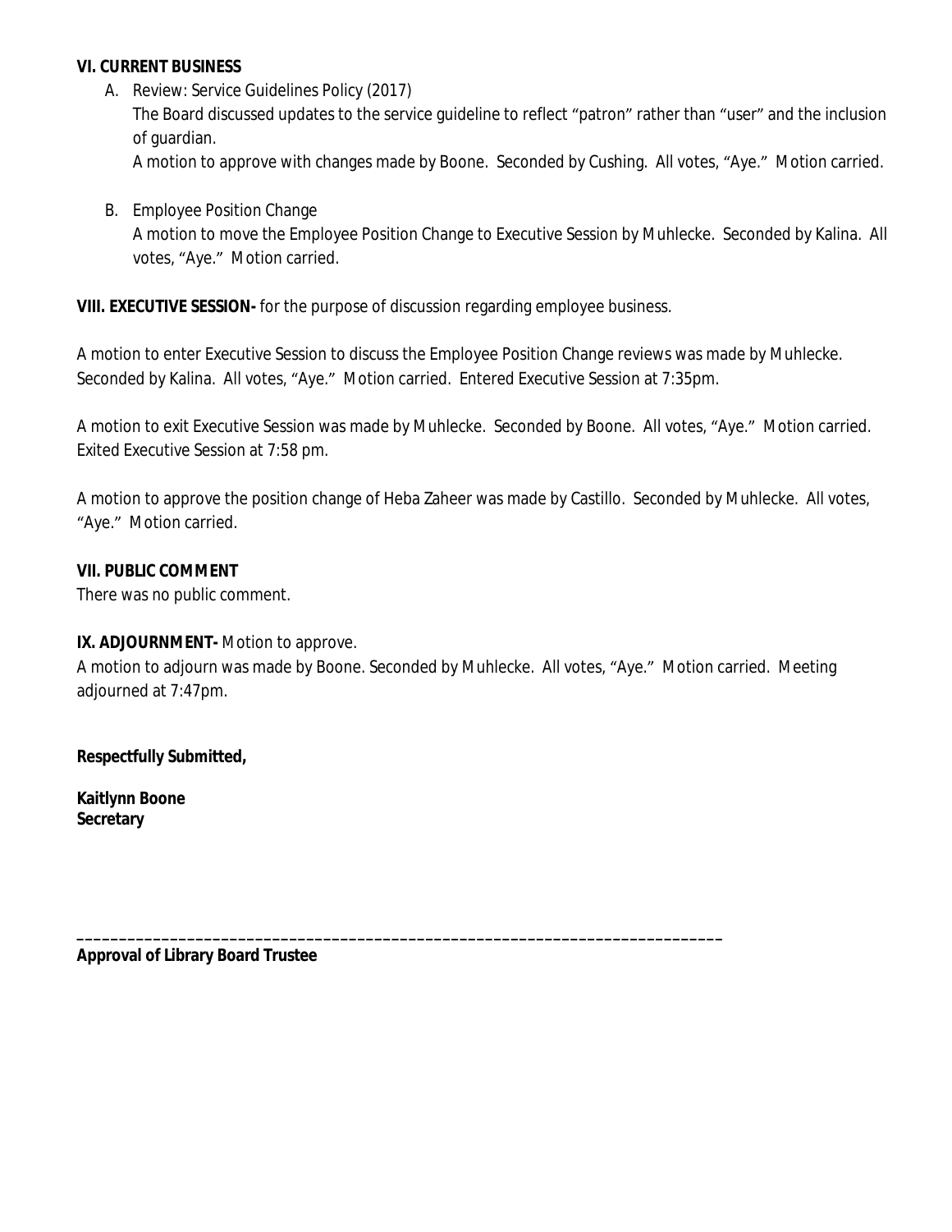**VI. CURRENT BUSINESS**

A. Review: Service Guidelines Policy (2017)
   The Board discussed updates to the service guideline to reflect “patron” rather than “user” and the inclusion of guardian.
   A motion to approve with changes made by Boone. Seconded by Cushing. All votes, “Aye.” Motion carried.

B. Employee Position Change
   A motion to move the Employee Position Change to Executive Session by Muhlecke. Seconded by Kalina. All votes, “Aye.” Motion carried.

**VIII. EXECUTIVE SESSION-** for the purpose of discussion regarding employee business.

A motion to enter Executive Session to discuss the Employee Position Change reviews was made by Muhlecke. Seconded by Kalina. All votes, “Aye.” Motion carried. Entered Executive Session at 7:35pm.

A motion to exit Executive Session was made by Muhlecke. Seconded by Boone. All votes, “Aye.” Motion carried. Exited Executive Session at 7:58 pm.

A motion to approve the position change of Heba Zaheer was made by Castillo. Seconded by Muhlecke. All votes, “Aye.” Motion carried.

**VII. PUBLIC COMMENT**

There was no public comment.

**IX. ADJOURNMENT-** Motion to approve.

A motion to adjourn was made by Boone. Seconded by Muhlecke. All votes, “Aye.” Motion carried. Meeting adjourned at 7:47pm.

**Respectfully Submitted,**

**Kaitlynn Boone**
**Secretary**

\_\_\_\_\_\_\_\_\_\_\_\_\_\_\_\_\_\_\_\_\_\_\_\_\_\_\_\_\_\_\_\_\_\_\_\_\_\_\_\_\_\_\_\_\_\_\_\_\_\_\_\_\_\_\_\_\_\_\_\_\_\_\_\_\_\_\_\_\_\_\_\_\_\_\_\_

**Approval of Library Board Trustee**